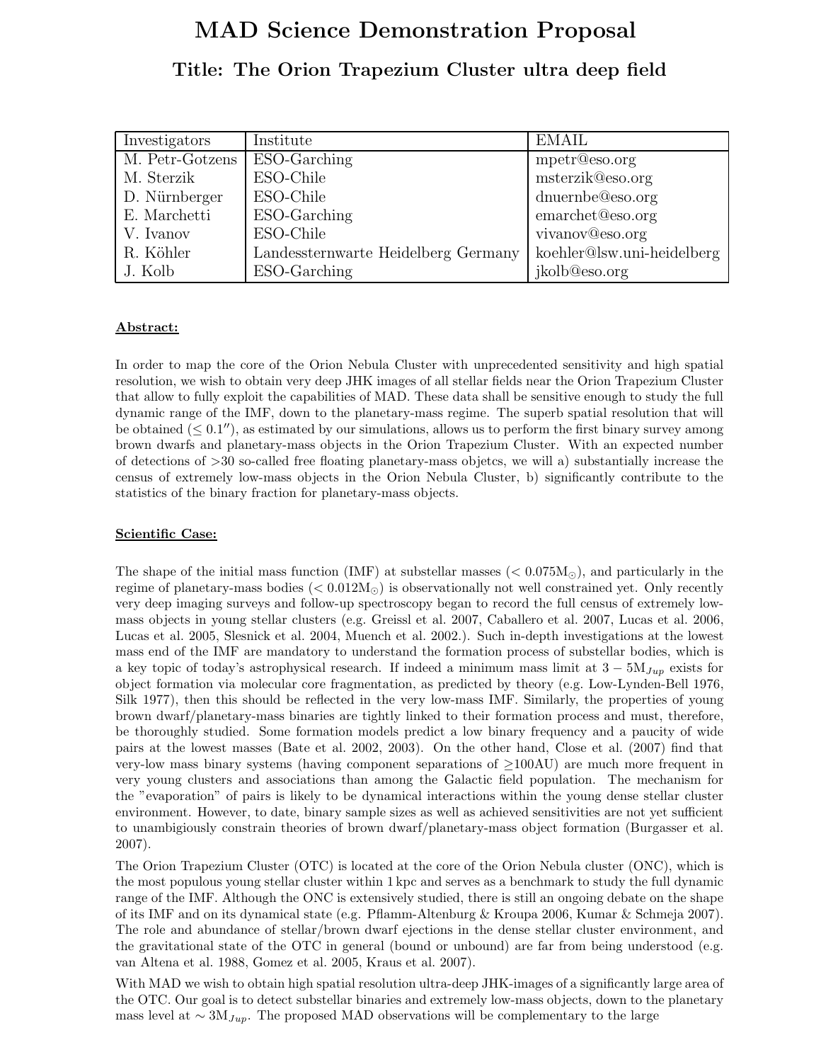# MAD Science Demonstration Proposal

## Title: The Orion Trapezium Cluster ultra deep field

| Investigators | Institute | EMAIL |
|---|---|---|
| M. Petr-Gotzens | ESO-Garching | mpetr@eso.org |
| M. Sterzik | ESO-Chile | msterzik@eso.org |
| D. Nürnberger | ESO-Chile | dnuernbe@eso.org |
| E. Marchetti | ESO-Garching | emarchet@eso.org |
| V. Ivanov | ESO-Chile | vivanov@eso.org |
| R. Köhler | Landessternwarte Heidelberg Germany | koehler@lsw.uni-heidelberg |
| J. Kolb | ESO-Garching | jkolb@eso.org |

**Abstract:**

In order to map the core of the Orion Nebula Cluster with unprecedented sensitivity and high spatial resolution, we wish to obtain very deep JHK images of all stellar fields near the Orion Trapezium Cluster that allow to fully exploit the capabilities of MAD. These data shall be sensitive enough to study the full dynamic range of the IMF, down to the planetary-mass regime. The superb spatial resolution that will be obtained ($\leq 0.1''$), as estimated by our simulations, allows us to perform the first binary survey among brown dwarfs and planetary-mass objects in the Orion Trapezium Cluster. With an expected number of detections of >30 so-called free floating planetary-mass objetcs, we will a) substantially increase the census of extremely low-mass objects in the Orion Nebula Cluster, b) significantly contribute to the statistics of the binary fraction for planetary-mass objects.

**Scientific Case:**

The shape of the initial mass function (IMF) at substellar masses ($< 0.075\text{M}_\odot$), and particularly in the regime of planetary-mass bodies ($< 0.012\text{M}_\odot$) is observationally not well constrained yet. Only recently very deep imaging surveys and follow-up spectroscopy began to record the full census of extremely low-mass objects in young stellar clusters (e.g. Greissl et al. 2007, Caballero et al. 2007, Lucas et al. 2006, Lucas et al. 2005, Slesnick et al. 2004, Muench et al. 2002.). Such in-depth investigations at the lowest mass end of the IMF are mandatory to understand the formation process of substellar bodies, which is a key topic of today's astrophysical research. If indeed a minimum mass limit at $3-5\text{M}_{Jup}$ exists for object formation via molecular core fragmentation, as predicted by theory (e.g. Low-Lynden-Bell 1976, Silk 1977), then this should be reflected in the very low-mass IMF. Similarly, the properties of young brown dwarf/planetary-mass binaries are tightly linked to their formation process and must, therefore, be thoroughly studied. Some formation models predict a low binary frequency and a paucity of wide pairs at the lowest masses (Bate et al. 2002, 2003). On the other hand, Close et al. (2007) find that very-low mass binary systems (having component separations of $\geq$100AU) are much more frequent in very young clusters and associations than among the Galactic field population. The mechanism for the "evaporation" of pairs is likely to be dynamical interactions within the young dense stellar cluster environment. However, to date, binary sample sizes as well as achieved sensitivities are not yet sufficient to unambigiously constrain theories of brown dwarf/planetary-mass object formation (Burgasser et al. 2007).

The Orion Trapezium Cluster (OTC) is located at the core of the Orion Nebula cluster (ONC), which is the most populous young stellar cluster within 1 kpc and serves as a benchmark to study the full dynamic range of the IMF. Although the ONC is extensively studied, there is still an ongoing debate on the shape of its IMF and on its dynamical state (e.g. Pflamm-Altenburg & Kroupa 2006, Kumar & Schmeja 2007). The role and abundance of stellar/brown dwarf ejections in the dense stellar cluster environment, and the gravitational state of the OTC in general (bound or unbound) are far from being understood (e.g. van Altena et al. 1988, Gomez et al. 2005, Kraus et al. 2007).

With MAD we wish to obtain high spatial resolution ultra-deep JHK-images of a significantly large area of the OTC. Our goal is to detect substellar binaries and extremely low-mass objects, down to the planetary mass level at $\sim 3\text{M}_{Jup}$. The proposed MAD observations will be complementary to the large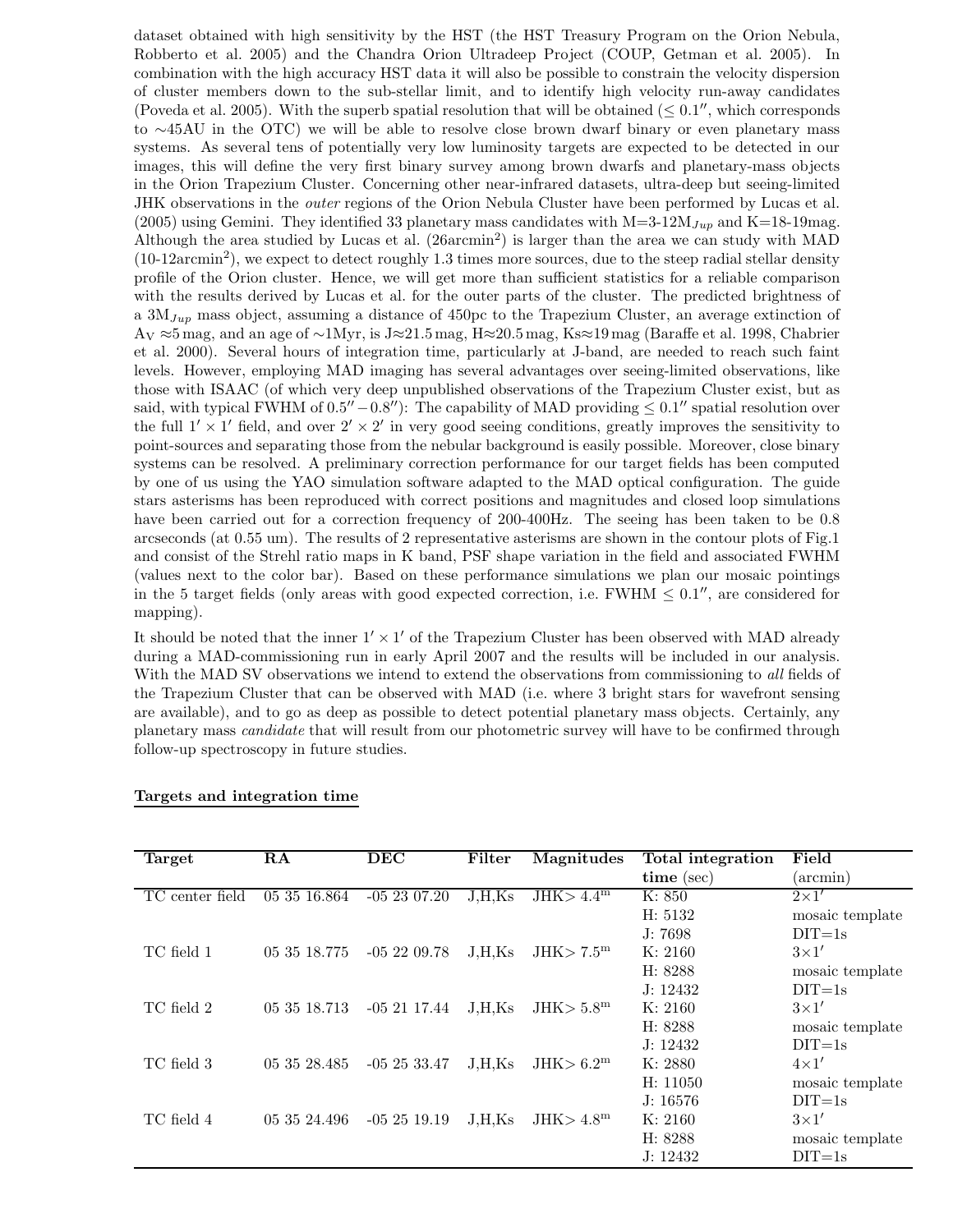dataset obtained with high sensitivity by the HST (the HST Treasury Program on the Orion Nebula, Robberto et al. 2005) and the Chandra Orion Ultradeep Project (COUP, Getman et al. 2005). In combination with the high accuracy HST data it will also be possible to constrain the velocity dispersion of cluster members down to the sub-stellar limit, and to identify high velocity run-away candidates (Poveda et al. 2005). With the superb spatial resolution that will be obtained ($\leq 0.1''$, which corresponds to $\sim$45AU in the OTC) we will be able to resolve close brown dwarf binary or even planetary mass systems. As several tens of potentially very low luminosity targets are expected to be detected in our images, this will define the very first binary survey among brown dwarfs and planetary-mass objects in the Orion Trapezium Cluster. Concerning other near-infrared datasets, ultra-deep but seeing-limited JHK observations in the *outer* regions of the Orion Nebula Cluster have been performed by Lucas et al. (2005) using Gemini. They identified 33 planetary mass candidates with M=3-12$M_{Jup}$ and K=18-19mag. Although the area studied by Lucas et al. (26arcmin$^2$) is larger than the area we can study with MAD (10-12arcmin$^2$), we expect to detect roughly 1.3 times more sources, due to the steep radial stellar density profile of the Orion cluster. Hence, we will get more than sufficient statistics for a reliable comparison with the results derived by Lucas et al. for the outer parts of the cluster. The predicted brightness of a 3$M_{Jup}$ mass object, assuming a distance of 450pc to the Trapezium Cluster, an average extinction of $A_V \approx 5$ mag, and an age of $\sim$1Myr, is J$\approx$21.5 mag, H$\approx$20.5 mag, Ks$\approx$19 mag (Baraffe et al. 1998, Chabrier et al. 2000). Several hours of integration time, particularly at J-band, are needed to reach such faint levels. However, employing MAD imaging has several advantages over seeing-limited observations, like those with ISAAC (of which very deep unpublished observations of the Trapezium Cluster exist, but as said, with typical FWHM of $0.5''-0.8''$): The capability of MAD providing $\leq 0.1''$ spatial resolution over the full $1' \times 1'$ field, and over $2' \times 2'$ in very good seeing conditions, greatly improves the sensitivity to point-sources and separating those from the nebular background is easily possible. Moreover, close binary systems can be resolved. A preliminary correction performance for our target fields has been computed by one of us using the YAO simulation software adapted to the MAD optical configuration. The guide stars asterisms has been reproduced with correct positions and magnitudes and closed loop simulations have been carried out for a correction frequency of 200-400Hz. The seeing has been taken to be 0.8 arcseconds (at 0.55 um). The results of 2 representative asterisms are shown in the contour plots of Fig.1 and consist of the Strehl ratio maps in K band, PSF shape variation in the field and associated FWHM (values next to the color bar). Based on these performance simulations we plan our mosaic pointings in the 5 target fields (only areas with good expected correction, i.e. FWHM $\leq 0.1''$, are considered for mapping).

It should be noted that the inner $1' \times 1'$ of the Trapezium Cluster has been observed with MAD already during a MAD-commissioning run in early April 2007 and the results will be included in our analysis. With the MAD SV observations we intend to extend the observations from commissioning to *all* fields of the Trapezium Cluster that can be observed with MAD (i.e. where 3 bright stars for wavefront sensing are available), and to go as deep as possible to detect potential planetary mass objects. Certainly, any planetary mass *candidate* that will result from our photometric survey will have to be confirmed through follow-up spectroscopy in future studies.

**Targets and integration time**

| **Target** | **RA** | **DEC** | **Filter** | **Magnitudes** | **Total integration time** (sec) | **Field** (arcmin) |
|---|---|---|---|---|---|---|
| TC center field | 05 35 16.864 | -05 23 07.20 | J,H,Ks | JHK$> 4.4^{m}$ | K: 850 | $2\times1'$ |
| | | | | | H: 5132 | mosaic template |
| | | | | | J: 7698 | DIT=1s |
| TC field 1 | 05 35 18.775 | -05 22 09.78 | J,H,Ks | JHK$> 7.5^{m}$ | K: 2160 | $3\times1'$ |
| | | | | | H: 8288 | mosaic template |
| | | | | | J: 12432 | DIT=1s |
| TC field 2 | 05 35 18.713 | -05 21 17.44 | J,H,Ks | JHK$> 5.8^{m}$ | K: 2160 | $3\times1'$ |
| | | | | | H: 8288 | mosaic template |
| | | | | | J: 12432 | DIT=1s |
| TC field 3 | 05 35 28.485 | -05 25 33.47 | J,H,Ks | JHK$> 6.2^{m}$ | K: 2880 | $4\times1'$ |
| | | | | | H: 11050 | mosaic template |
| | | | | | J: 16576 | DIT=1s |
| TC field 4 | 05 35 24.496 | -05 25 19.19 | J,H,Ks | JHK$> 4.8^{m}$ | K: 2160 | $3\times1'$ |
| | | | | | H: 8288 | mosaic template |
| | | | | | J: 12432 | DIT=1s |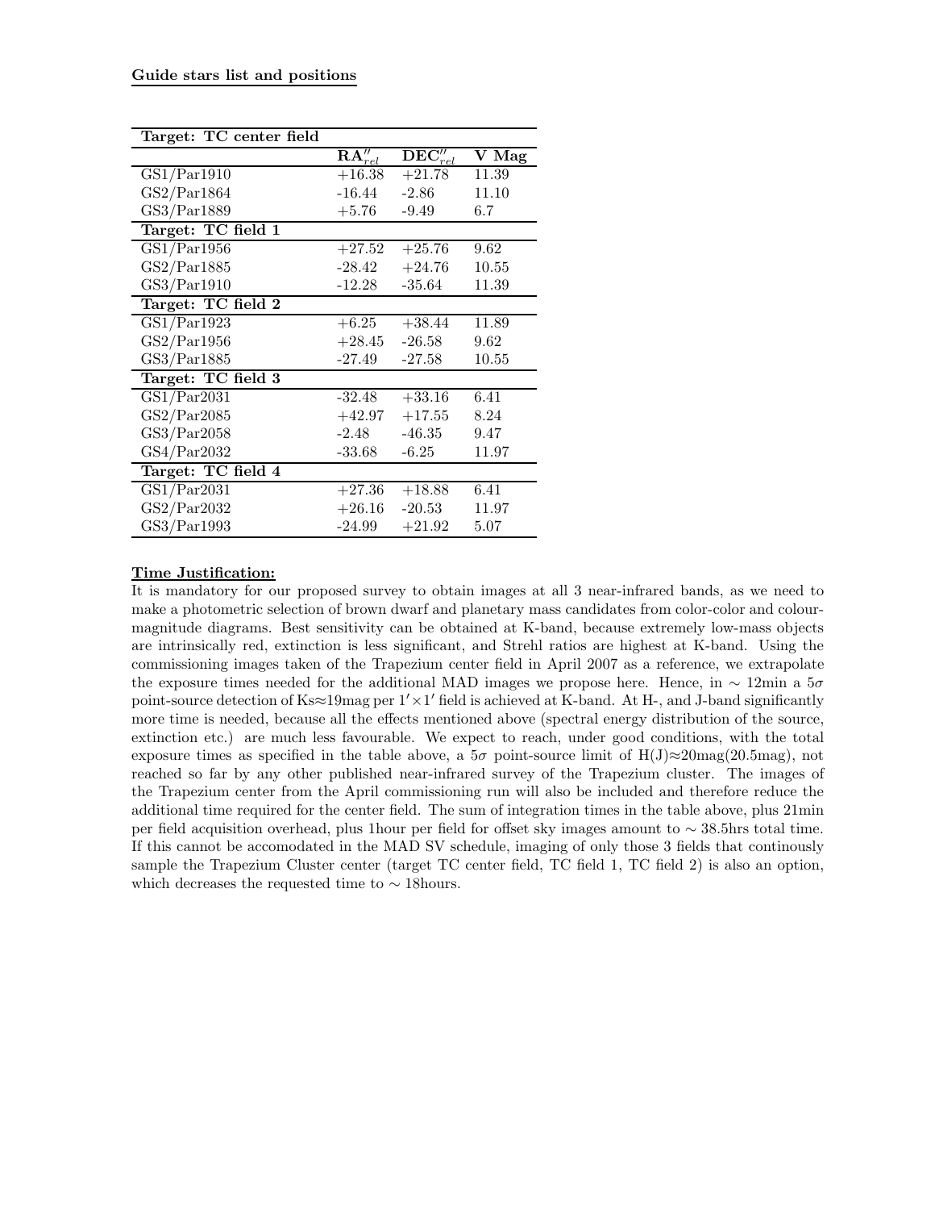**Guide stars list and positions**

| Target: TC center field | | | |
|---|---|---|---|
| | $\mathbf{RA}''_{rel}$ | $\mathbf{DEC}''_{rel}$ | **V Mag** |
| GS1/Par1910 | +16.38 | +21.78 | 11.39 |
| GS2/Par1864 | -16.44 | -2.86 | 11.10 |
| GS3/Par1889 | +5.76 | -9.49 | 6.7 |
| **Target: TC field 1** | | | |
| GS1/Par1956 | +27.52 | +25.76 | 9.62 |
| GS2/Par1885 | -28.42 | +24.76 | 10.55 |
| GS3/Par1910 | -12.28 | -35.64 | 11.39 |
| **Target: TC field 2** | | | |
| GS1/Par1923 | +6.25 | +38.44 | 11.89 |
| GS2/Par1956 | +28.45 | -26.58 | 9.62 |
| GS3/Par1885 | -27.49 | -27.58 | 10.55 |
| **Target: TC field 3** | | | |
| GS1/Par2031 | -32.48 | +33.16 | 6.41 |
| GS2/Par2085 | +42.97 | +17.55 | 8.24 |
| GS3/Par2058 | -2.48 | -46.35 | 9.47 |
| GS4/Par2032 | -33.68 | -6.25 | 11.97 |
| **Target: TC field 4** | | | |
| GS1/Par2031 | +27.36 | +18.88 | 6.41 |
| GS2/Par2032 | +26.16 | -20.53 | 11.97 |
| GS3/Par1993 | -24.99 | +21.92 | 5.07 |

**Time Justification:**

It is mandatory for our proposed survey to obtain images at all 3 near-infrared bands, as we need to make a photometric selection of brown dwarf and planetary mass candidates from color-color and colour-magnitude diagrams. Best sensitivity can be obtained at K-band, because extremely low-mass objects are intrinsically red, extinction is less significant, and Strehl ratios are highest at K-band. Using the commissioning images taken of the Trapezium center field in April 2007 as a reference, we extrapolate the exposure times needed for the additional MAD images we propose here. Hence, in $\sim$ 12min a $5\sigma$ point-source detection of Ks$\approx$19mag per $1' \times 1'$ field is achieved at K-band. At H-, and J-band significantly more time is needed, because all the effects mentioned above (spectral energy distribution of the source, extinction etc.) are much less favourable. We expect to reach, under good conditions, with the total exposure times as specified in the table above, a $5\sigma$ point-source limit of H(J)$\approx$20mag(20.5mag), not reached so far by any other published near-infrared survey of the Trapezium cluster. The images of the Trapezium center from the April commissioning run will also be included and therefore reduce the additional time required for the center field. The sum of integration times in the table above, plus 21min per field acquisition overhead, plus 1hour per field for offset sky images amount to $\sim$ 38.5hrs total time. If this cannot be accomodated in the MAD SV schedule, imaging of only those 3 fields that continously sample the Trapezium Cluster center (target TC center field, TC field 1, TC field 2) is also an option, which decreases the requested time to $\sim$ 18hours.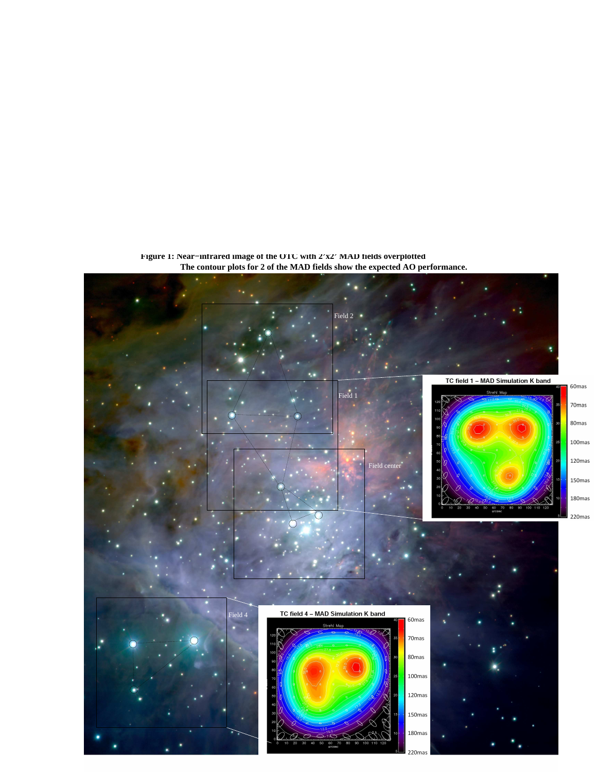**Figure 1: Near−infrared image of the OTC with 2'x2' MAD fields overplotted**

**The contour plots for 2 of the MAD fields show the expected AO performance.**

Field 2

Field 1

Field center

Field 4

TC field 1 – MAD Simulation K band

Strehl Map

60mas

70mas

80mas

100mas

120mas

150mas

180mas

220mas

arcsec

TC field 4 – MAD Simulation K band

Strehl Map

60mas

70mas

80mas

100mas

120mas

150mas

180mas

220mas

arcsec